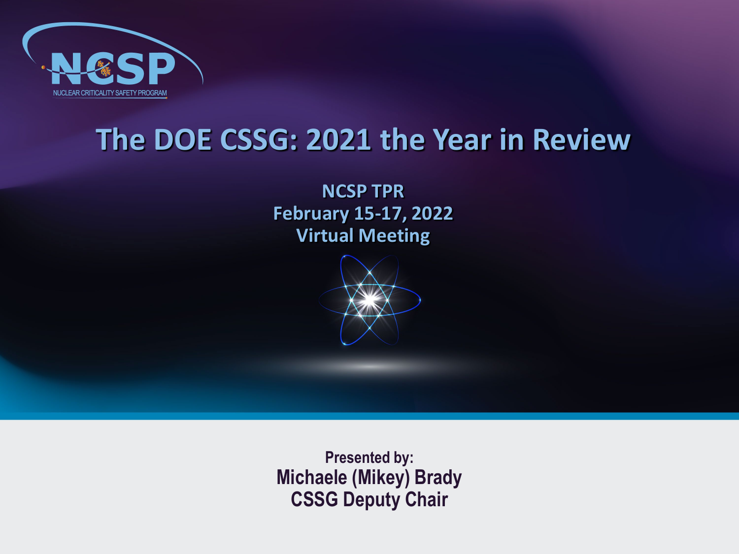NCSP

NUCLEAR CRITICALITY SAFETY PROGRAM

# The DOE CSSG: 2021 the Year in Review

**NCSP TPR**
**February 15-17, 2022**
**Virtual Meeting**

**Presented by:**
**Michaele (Mikey) Brady**
**CSSG Deputy Chair**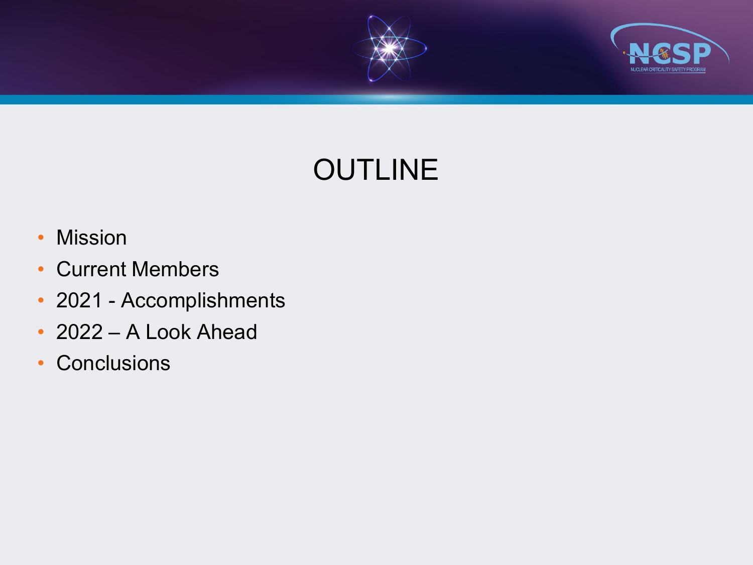# OUTLINE

- Mission
- Current Members
- 2021 - Accomplishments
- 2022 – A Look Ahead
- Conclusions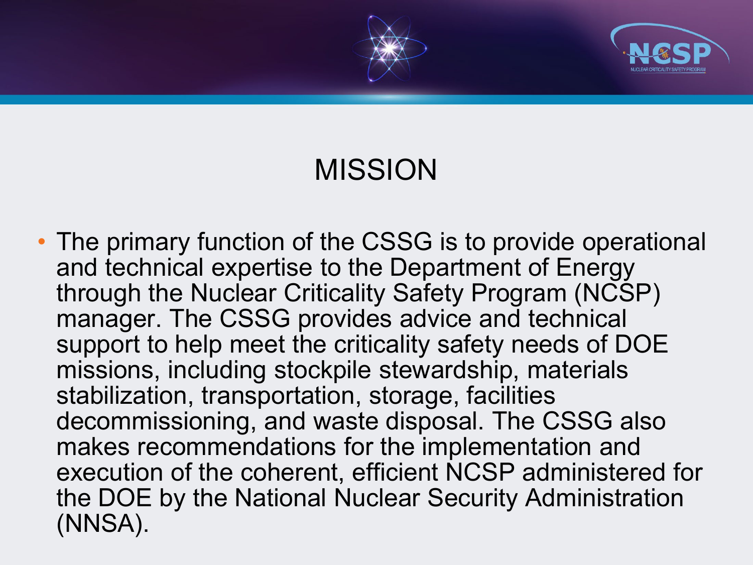# MISSION

- The primary function of the CSSG is to provide operational and technical expertise to the Department of Energy through the Nuclear Criticality Safety Program (NCSP) manager. The CSSG provides advice and technical support to help meet the criticality safety needs of DOE missions, including stockpile stewardship, materials stabilization, transportation, storage, facilities decommissioning, and waste disposal. The CSSG also makes recommendations for the implementation and execution of the coherent, efficient NCSP administered for the DOE by the National Nuclear Security Administration (NNSA).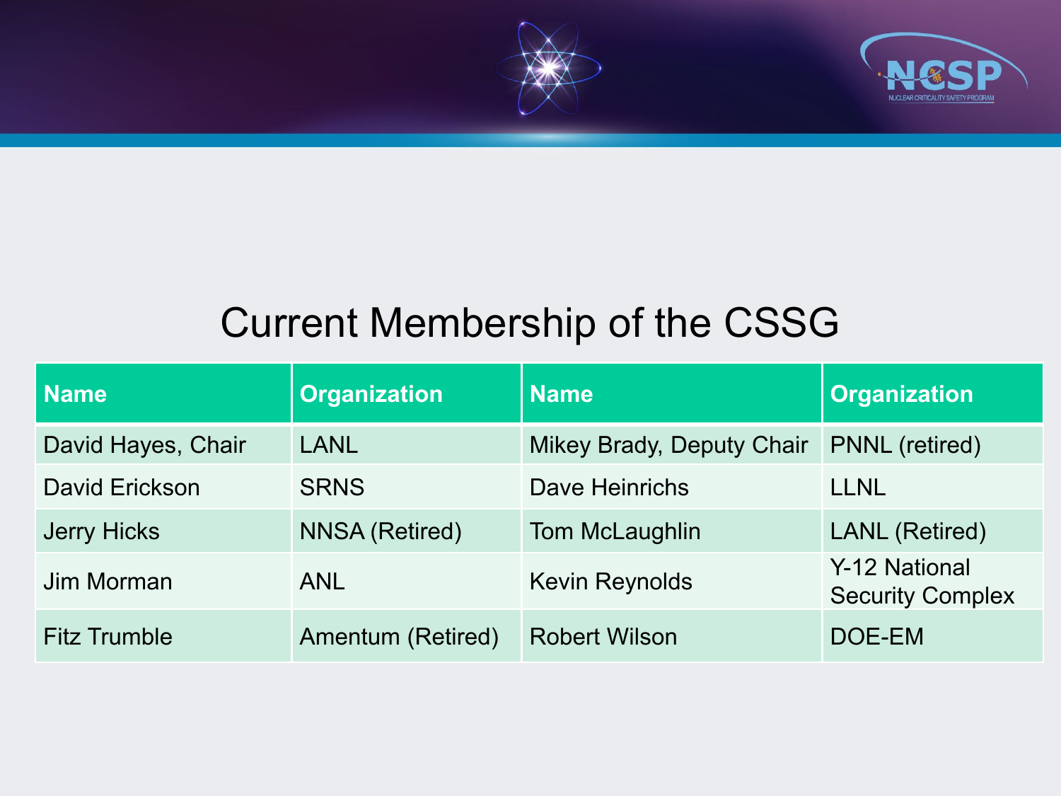## Current Membership of the CSSG

| Name | Organization | Name | Organization |
|---|---|---|---|
| David Hayes, Chair | LANL | Mikey Brady, Deputy Chair | PNNL (retired) |
| David Erickson | SRNS | Dave Heinrichs | LLNL |
| Jerry Hicks | NNSA (Retired) | Tom McLaughlin | LANL (Retired) |
| Jim Morman | ANL | Kevin Reynolds | Y-12 National Security Complex |
| Fitz Trumble | Amentum (Retired) | Robert Wilson | DOE-EM |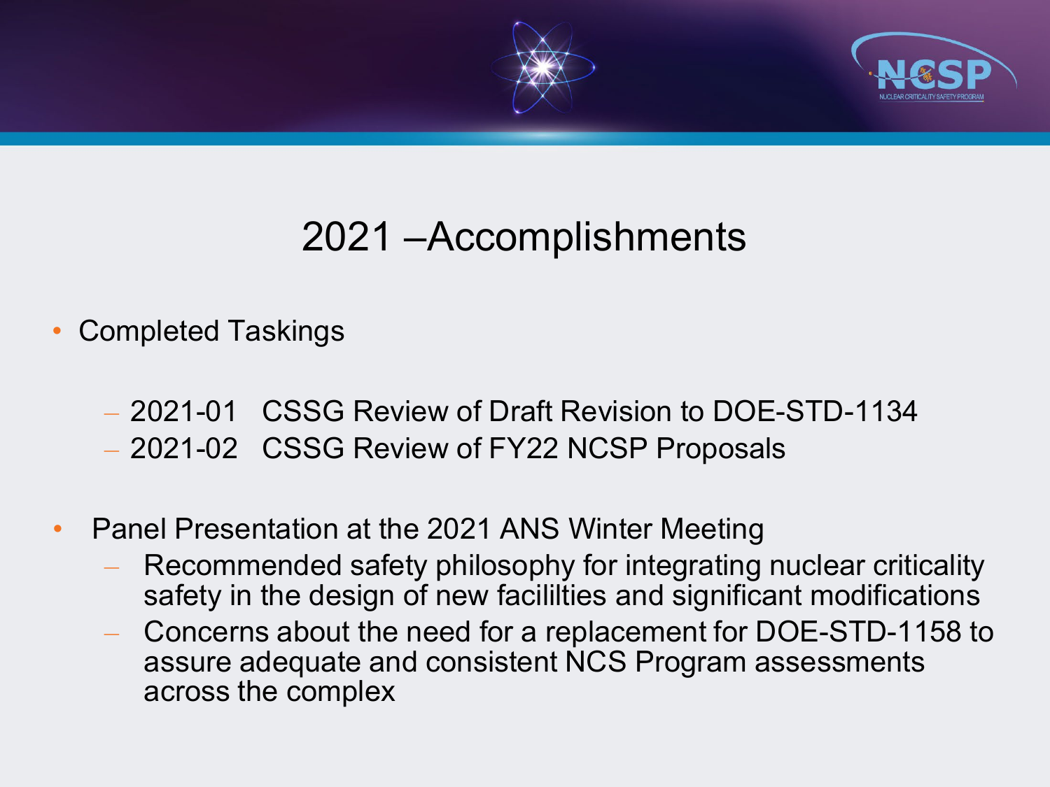# 2021 –Accomplishments

- Completed Taskings
  - 2021-01 CSSG Review of Draft Revision to DOE-STD-1134
  - 2021-02 CSSG Review of FY22 NCSP Proposals
- Panel Presentation at the 2021 ANS Winter Meeting
  - Recommended safety philosophy for integrating nuclear criticality safety in the design of new facililties and significant modifications
  - Concerns about the need for a replacement for DOE-STD-1158 to assure adequate and consistent NCS Program assessments across the complex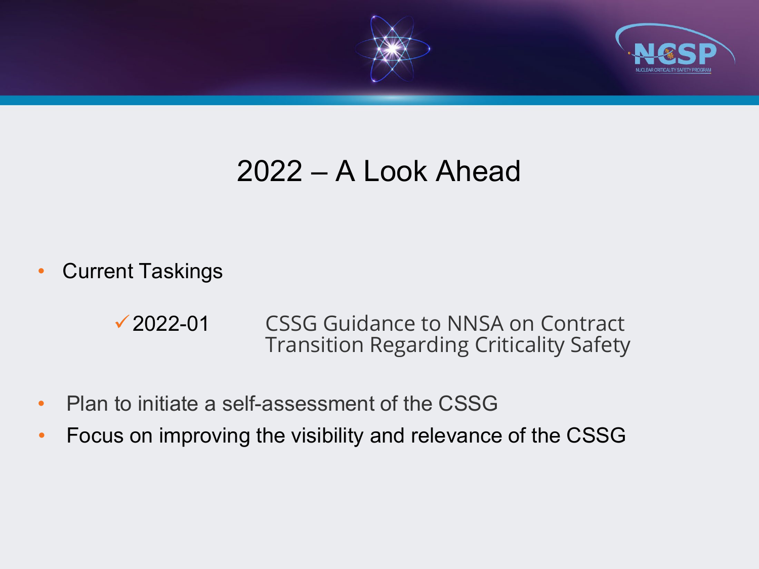# 2022 – A Look Ahead

- Current Taskings
  - ✓2022-01 CSSG Guidance to NNSA on Contract Transition Regarding Criticality Safety
- Plan to initiate a self-assessment of the CSSG
- Focus on improving the visibility and relevance of the CSSG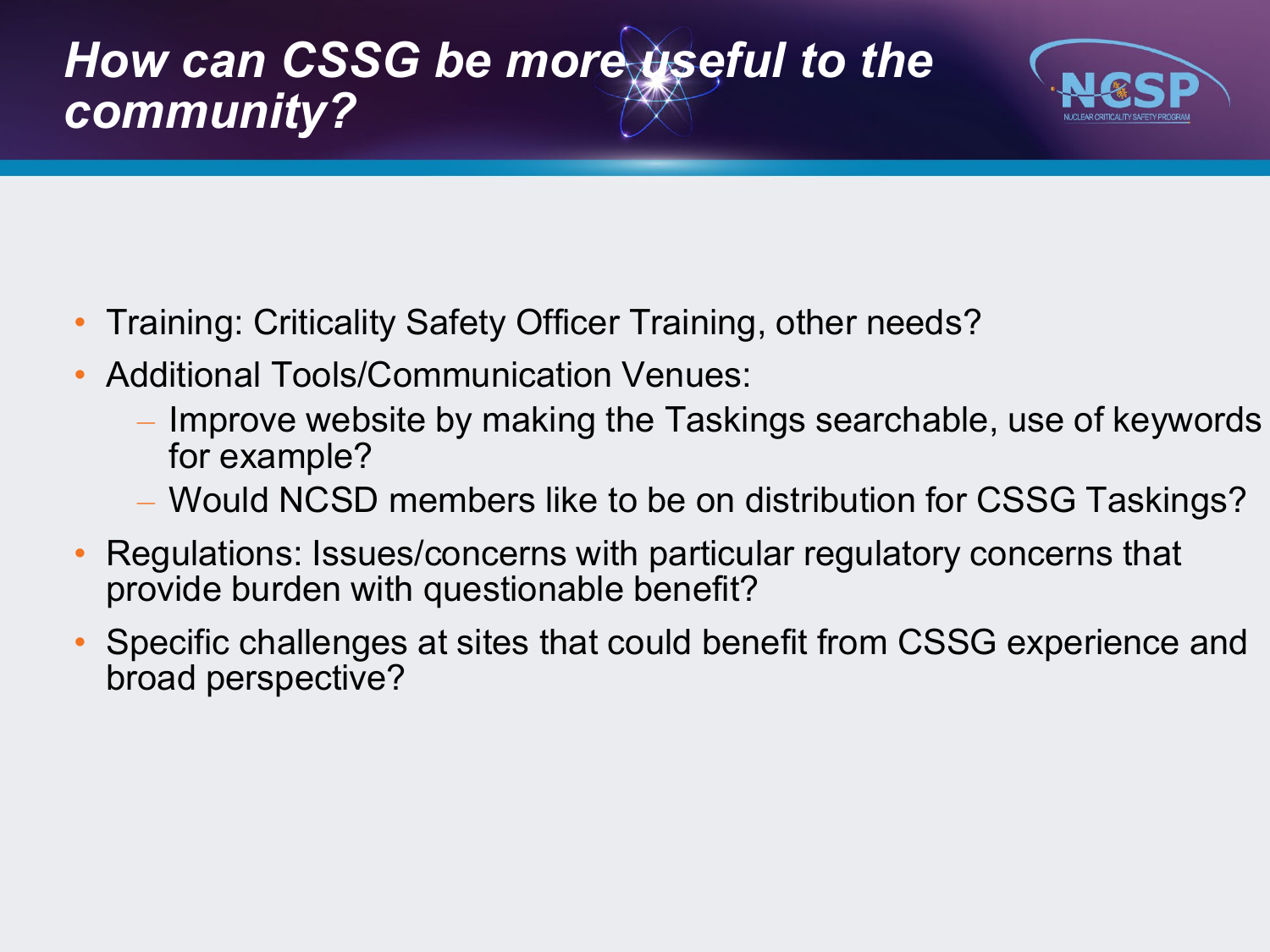# *How can CSSG be more useful to the community?*

- Training: Criticality Safety Officer Training, other needs?
- Additional Tools/Communication Venues:
  - Improve website by making the Taskings searchable, use of keywords for example?
  - Would NCSD members like to be on distribution for CSSG Taskings?
- Regulations: Issues/concerns with particular regulatory concerns that provide burden with questionable benefit?
- Specific challenges at sites that could benefit from CSSG experience and broad perspective?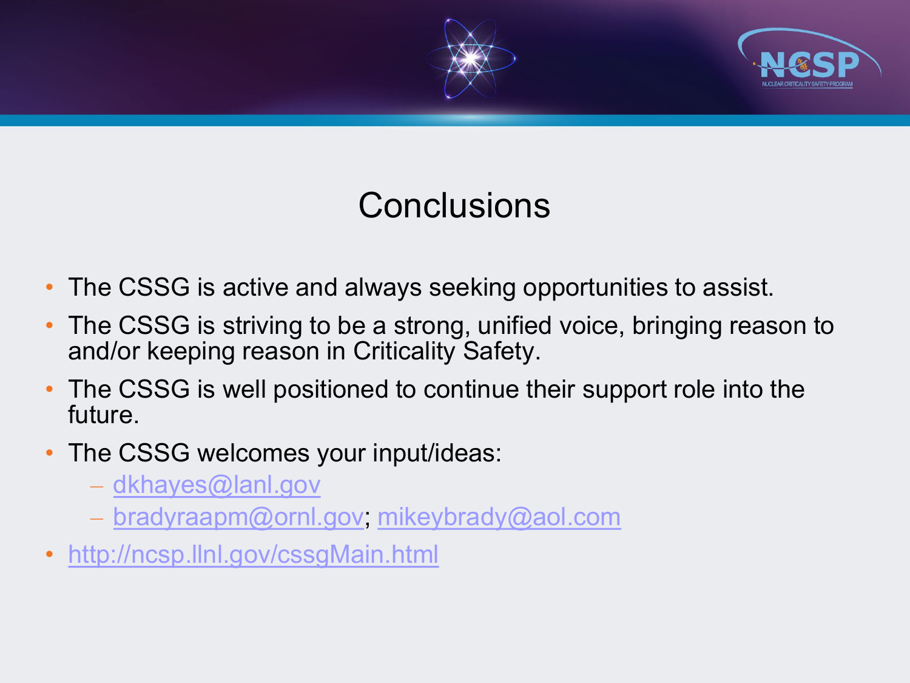# Conclusions

- The CSSG is active and always seeking opportunities to assist.
- The CSSG is striving to be a strong, unified voice, bringing reason to and/or keeping reason in Criticality Safety.
- The CSSG is well positioned to continue their support role into the future.
- The CSSG welcomes your input/ideas:
  - dkhayes@lanl.gov
  - bradyraapm@ornl.gov; mikeybrady@aol.com
- http://ncsp.llnl.gov/cssgMain.html